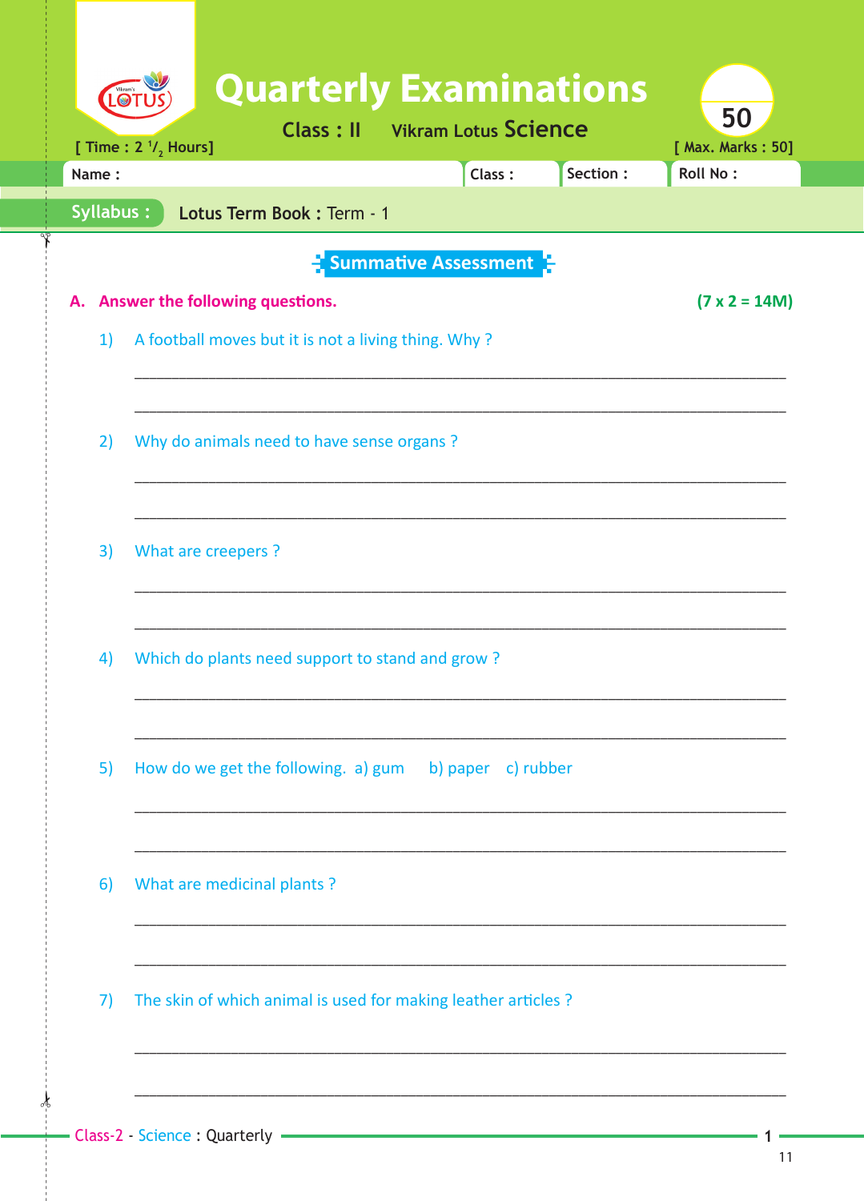# Quarterly Examinations

**Class : II** Vikram Lotus **Science**

[ Time : 2 1/2 Hours] [ Max. Marks : 50]

50

| Name : | Class : | Section : | Roll No : |
|---|---|---|---|

**Syllabus :** Lotus Term Book : Term - 1

## Summative Assessment

**A. Answer the following questions.** **(7 x 2 = 14M)**

1) A football moves but it is not a living thing. Why ?

______________________________________________________________________

______________________________________________________________________

2) Why do animals need to have sense organs ?

______________________________________________________________________

______________________________________________________________________

3) What are creepers ?

______________________________________________________________________

______________________________________________________________________

4) Which do plants need support to stand and grow ?

______________________________________________________________________

______________________________________________________________________

5) How do we get the following. a) gum b) paper c) rubber

______________________________________________________________________

______________________________________________________________________

6) What are medicinal plants ?

______________________________________________________________________

______________________________________________________________________

7) The skin of which animal is used for making leather articles ?

______________________________________________________________________

______________________________________________________________________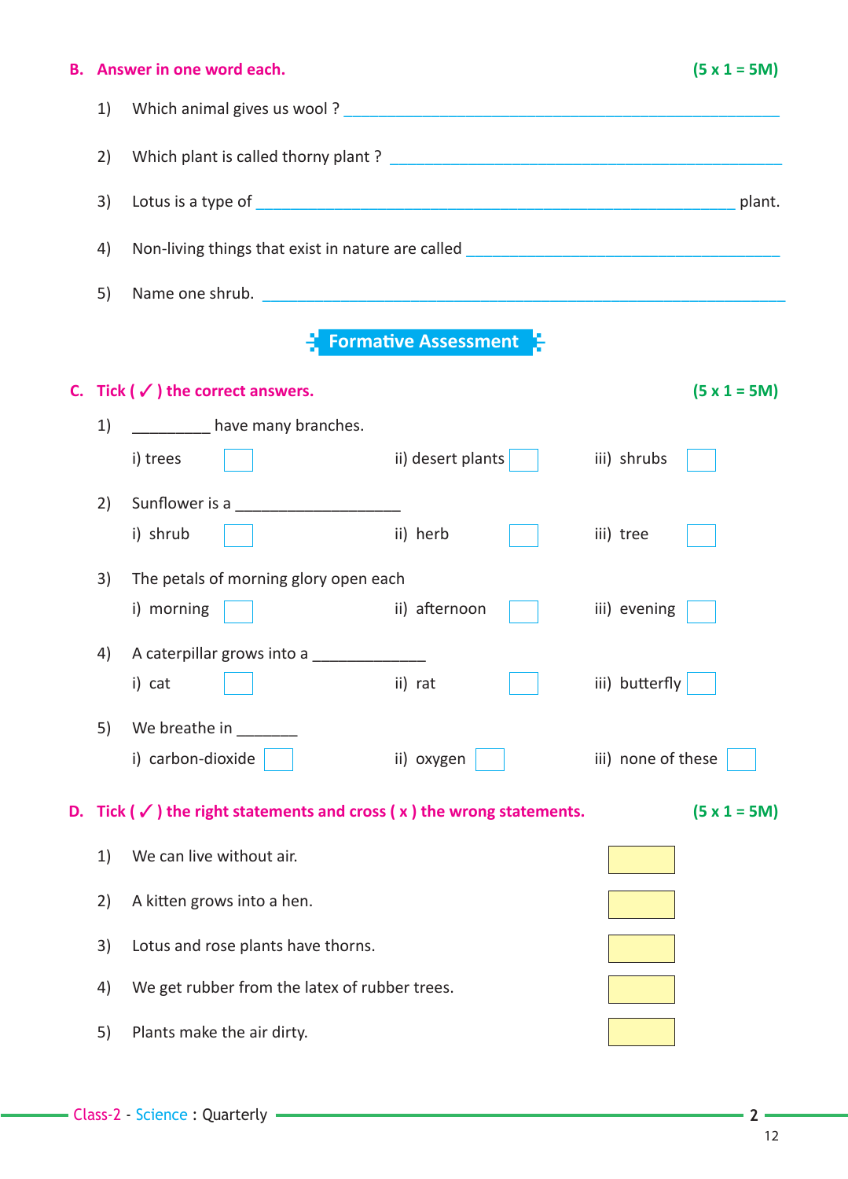## B. Answer in one word each. (5 x 1 = 5M)

1) Which animal gives us wool ? ____________________

2) Which plant is called thorny plant ? ____________________

3) Lotus is a type of ____________________ plant.

4) Non-living things that exist in nature are called ____________________

5) Name one shrub. ____________________

## Formative Assessment

## C. Tick ( ✓ ) the correct answers. (5 x 1 = 5M)

1) _________ have many branches.

   i) trees ☐ ii) desert plants ☐ iii) shrubs ☐

2) Sunflower is a ____________________

   i) shrub ☐ ii) herb ☐ iii) tree ☐

3) The petals of morning glory open each

   i) morning ☐ ii) afternoon ☐ iii) evening ☐

4) A caterpillar grows into a _____________

   i) cat ☐ ii) rat ☐ iii) butterfly ☐

5) We breathe in _______

   i) carbon-dioxide ☐ ii) oxygen ☐ iii) none of these ☐

## D. Tick ( ✓ ) the right statements and cross ( x ) the wrong statements. (5 x 1 = 5M)

1) We can live without air. ☐

2) A kitten grows into a hen. ☐

3) Lotus and rose plants have thorns. ☐

4) We get rubber from the latex of rubber trees. ☐

5) Plants make the air dirty. ☐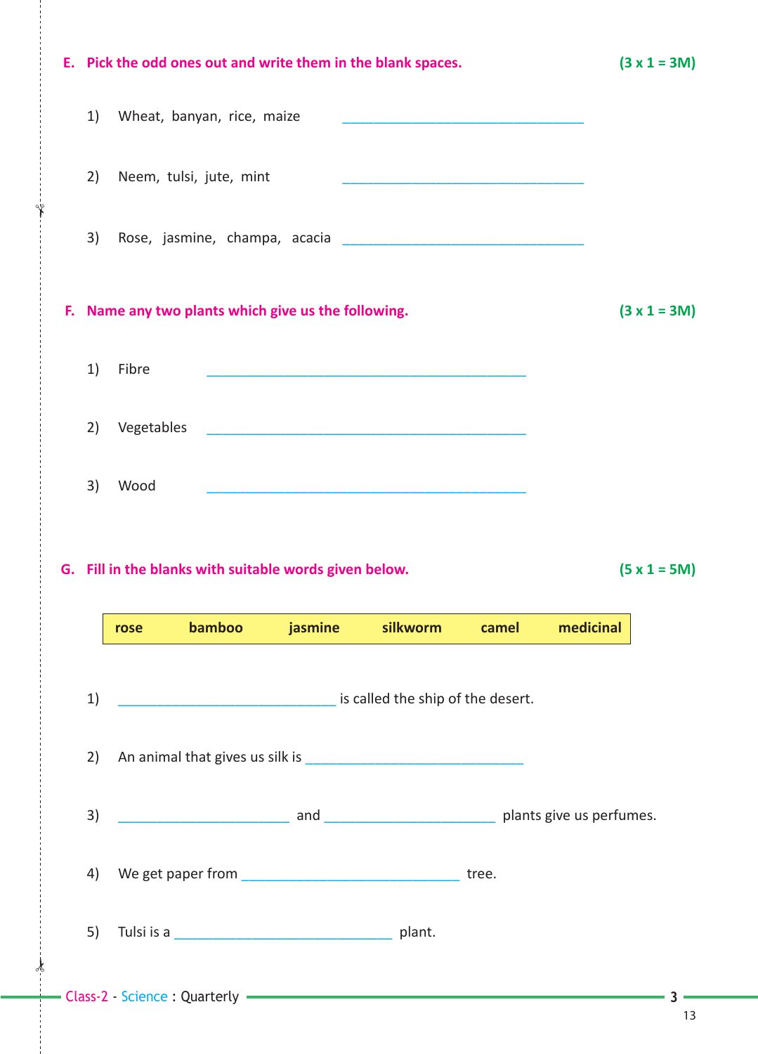**E. Pick the odd ones out and write them in the blank spaces.** **(3 x 1 = 3M)**

1) Wheat, banyan, rice, maize ______________________________

2) Neem, tulsi, jute, mint ______________________________

3) Rose, jasmine, champa, acacia ______________________________

**F. Name any two plants which give us the following.** **(3 x 1 = 3M)**

1) Fibre ________________________________________

2) Vegetables ________________________________________

3) Wood ________________________________________

**G. Fill in the blanks with suitable words given below.** **(5 x 1 = 5M)**

| rose | bamboo | jasmine | silkworm | camel | medicinal |
|---|---|---|---|---|---|

1) ___________________________ is called the ship of the desert.

2) An animal that gives us silk is ___________________________

3) _____________________ and _____________________ plants give us perfumes.

4) We get paper from ___________________________ tree.

5) Tulsi is a ___________________________ plant.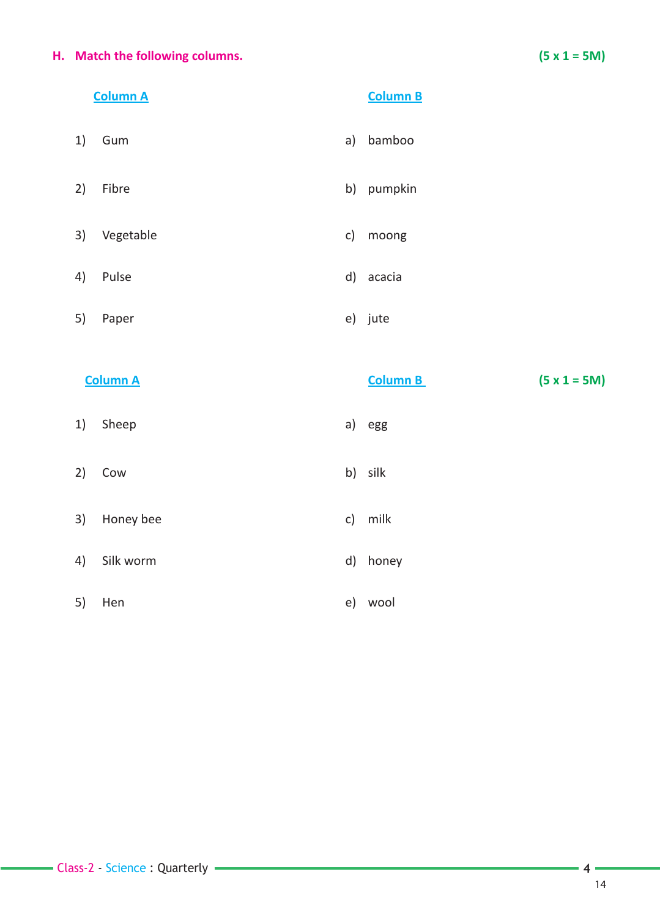## H. Match the following columns. **(5 x 1 = 5M)**

| Column A | Column B |
|---|---|
| 1) Gum | a) bamboo |
| 2) Fibre | b) pumpkin |
| 3) Vegetable | c) moong |
| 4) Pulse | d) acacia |
| 5) Paper | e) jute |

**(5 x 1 = 5M)**

| Column A | Column B |
|---|---|
| 1) Sheep | a) egg |
| 2) Cow | b) silk |
| 3) Honey bee | c) milk |
| 4) Silk worm | d) honey |
| 5) Hen | e) wool |